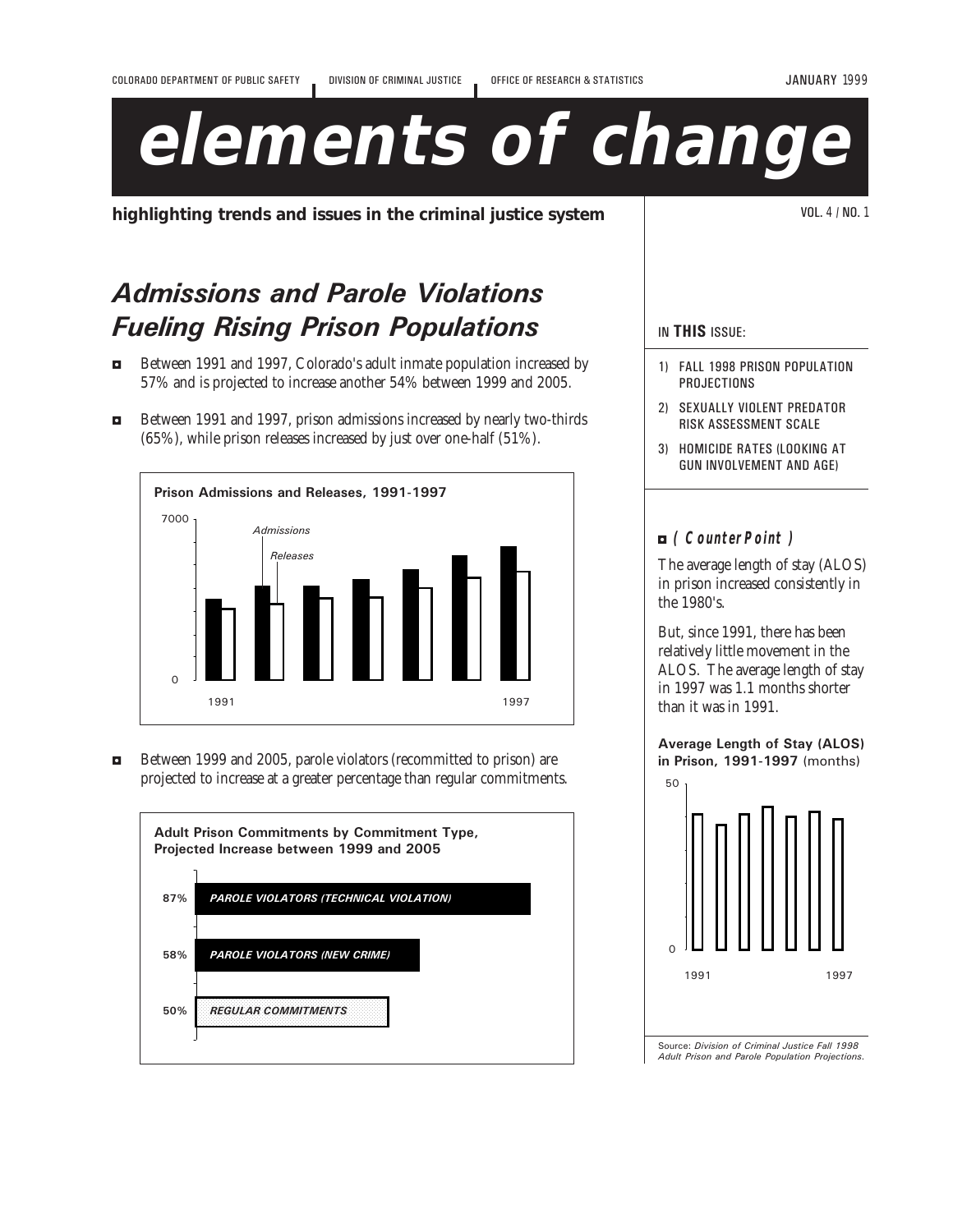# elements of change

**highlighting trends and issues in the criminal justice system**

## *Admissions and Parole Violations Fueling Rising Prison Populations*

- Between 1991 and 1997, Colorado's adult inmate population increased by 57% and is projected to increase another 54% between 1999 and 2005.
- Between 1991 and 1997, prison admissions increased by nearly two-thirds (65%), while prison releases increased by just over one-half (51%).

**Prison Admissions and Releases, 1991-1997**

- Between 1999 and 2005, parole violators (recommitted to prison) are projected to increase at a greater percentage than regular commitments.

**Adult Prison Commitments by Commitment Type, Projected Increase between 1999 and 2005**

| Commitment Type | Projected Increase |
|---|---|
| PAROLE VIOLATORS (TECHNICAL VIOLATION) | 87% |
| PAROLE VIOLATORS (NEW CRIME) | 58% |
| REGULAR COMMITMENTS | 50% |

IN **THIS** ISSUE:

1) FALL 1998 PRISON POPULATION PROJECTIONS
2) SEXUALLY VIOLENT PREDATOR RISK ASSESSMENT SCALE
3) HOMICIDE RATES (LOOKING AT GUN INVOLVEMENT AND AGE)

### ( CounterPoint )

The average length of stay (ALOS) in prison increased consistently in the 1980's.

But, since 1991, there has been relatively little movement in the ALOS. The average length of stay in 1997 was 1.1 months shorter than it was in 1991.

**Average Length of Stay (ALOS) in Prison, 1991-1997** (months)

Source: *Division of Criminal Justice Fall 1998 Adult Prison and Parole Population Projections.*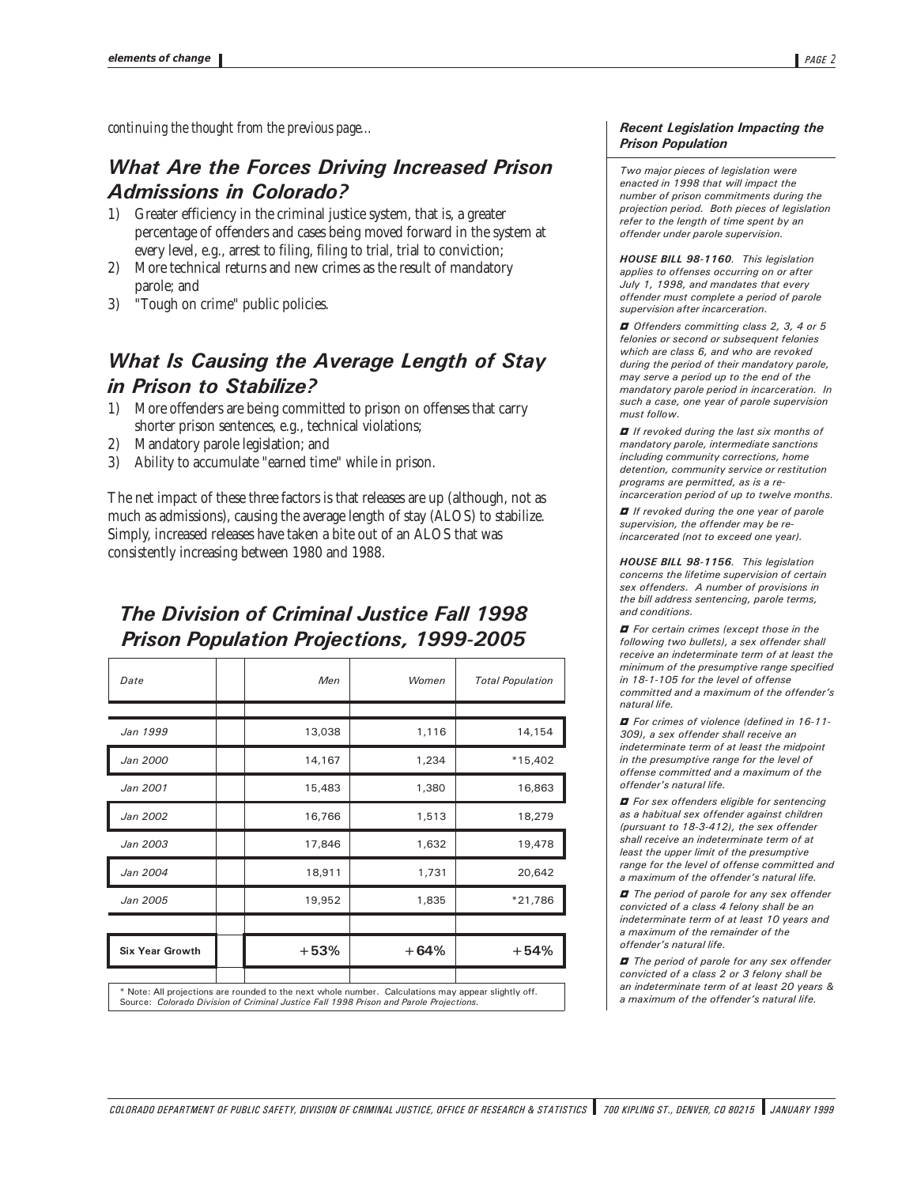*continuing the thought from the previous page...*

## What Are the Forces Driving Increased Prison Admissions in Colorado?

1) Greater efficiency in the criminal justice system, that is, a greater percentage of offenders and cases being moved forward in the system at every level, e.g., arrest to filing, filing to trial, trial to conviction;
2) More technical returns and new crimes as the result of mandatory parole; and
3) "Tough on crime" public policies.

## What Is Causing the Average Length of Stay in Prison to Stabilize?

1) More offenders are being committed to prison on offenses that carry shorter prison sentences, e.g., technical violations;
2) Mandatory parole legislation; and
3) Ability to accumulate "earned time" while in prison.

The net impact of these three factors is that releases are up (although, not as much as admissions), causing the average length of stay (ALOS) to stabilize. Simply, increased releases have taken a bite out of an ALOS that was consistently increasing between 1980 and 1988.

## The Division of Criminal Justice Fall 1998 Prison Population Projections, 1999-2005

| *Date* | *Men* | *Women* | *Total Population* |
|---|---|---|---|
| *Jan 1999* | 13,038 | 1,116 | 14,154 |
| *Jan 2000* | 14,167 | 1,234 | *15,402 |
| *Jan 2001* | 15,483 | 1,380 | 16,863 |
| *Jan 2002* | 16,766 | 1,513 | 18,279 |
| *Jan 2003* | 17,846 | 1,632 | 19,478 |
| *Jan 2004* | 18,911 | 1,731 | 20,642 |
| *Jan 2005* | 19,952 | 1,835 | *21,786 |
| **Six Year Growth** | **+53%** | **+64%** | **+54%** |

* Note: All projections are rounded to the next whole number. Calculations may appear slightly off.
Source: *Colorado Division of Criminal Justice Fall 1998 Prison and Parole Projections.*

### *Recent Legislation Impacting the Prison Population*

*Two major pieces of legislation were enacted in 1998 that will impact the number of prison commitments during the projection period. Both pieces of legislation refer to the length of time spent by an offender under parole supervision.*

***HOUSE BILL 98-1160****. This legislation applies to offenses occurring on or after July 1, 1998, and mandates that every offender must complete a period of parole supervision after incarceration.*

- *Offenders committing class 2, 3, 4 or 5 felonies or second or subsequent felonies which are class 6, and who are revoked during the period of their mandatory parole, may serve a period up to the end of the mandatory parole period in incarceration. In such a case, one year of parole supervision must follow.*
- *If revoked during the last six months of mandatory parole, intermediate sanctions including community corrections, home detention, community service or restitution programs are permitted, as is a re-incarceration period of up to twelve months.*
- *If revoked during the one year of parole supervision, the offender may be re-incarcerated (not to exceed one year).*

***HOUSE BILL 98-1156****. This legislation concerns the lifetime supervision of certain sex offenders. A number of provisions in the bill address sentencing, parole terms, and conditions.*

- *For certain crimes (except those in the following two bullets), a sex offender shall receive an indeterminate term of at least the minimum of the presumptive range specified in 18-1-105 for the level of offense committed and a maximum of the offender's natural life.*
- *For crimes of violence (defined in 16-11-309), a sex offender shall receive an indeterminate term of at least the midpoint in the presumptive range for the level of offense committed and a maximum of the offender's natural life.*
- *For sex offenders eligible for sentencing as a habitual sex offender against children (pursuant to 18-3-412), the sex offender shall receive an indeterminate term of at least the upper limit of the presumptive range for the level of offense committed and a maximum of the offender's natural life.*
- *The period of parole for any sex offender convicted of a class 4 felony shall be an indeterminate term of at least 10 years and a maximum of the remainder of the offender's natural life.*
- *The period of parole for any sex offender convicted of a class 2 or 3 felony shall be an indeterminate term of at least 20 years & a maximum of the offender's natural life.*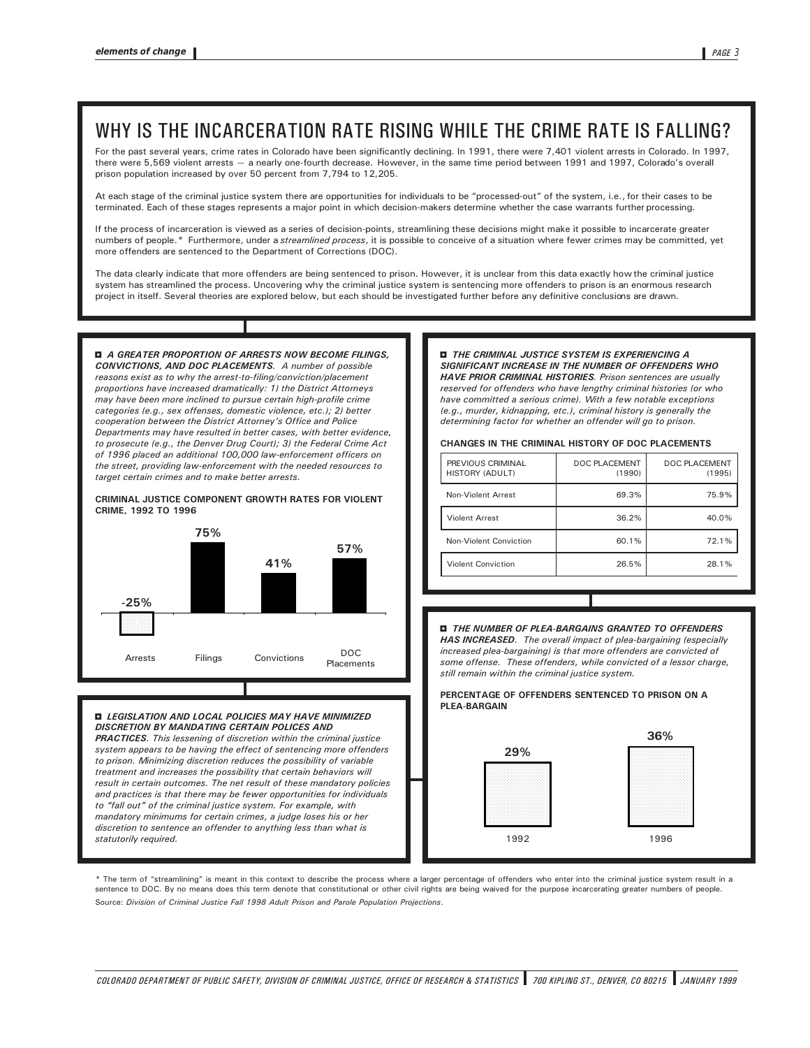# WHY IS THE INCARCERATION RATE RISING WHILE THE CRIME RATE IS FALLING?

For the past several years, crime rates in Colorado have been significantly declining. In 1991, there were 7,401 violent arrests in Colorado. In 1997, there were 5,569 violent arrests — a nearly one-fourth decrease. However, in the same time period between 1991 and 1997, Colorado's overall prison population increased by over 50 percent from 7,794 to 12,205.

At each stage of the criminal justice system there are opportunities for individuals to be "processed-out" of the system, i.e., for their cases to be terminated. Each of these stages represents a major point in which decision-makers determine whether the case warrants further processing.

If the process of incarceration is viewed as a series of decision-points, streamlining these decisions might make it possible to incarcerate greater numbers of people.* Furthermore, under a *streamlined process*, it is possible to conceive of a situation where fewer crimes may be committed, yet more offenders are sentenced to the Department of Corrections (DOC).

The data clearly indicate that more offenders are being sentenced to prison. However, it is unclear from this data exactly how the criminal justice system has streamlined the process. Uncovering why the criminal justice system is sentencing more offenders to prison is an enormous research project in itself. Several theories are explored below, but each should be investigated further before any definitive conclusions are drawn.

***A GREATER PROPORTION OF ARRESTS NOW BECOME FILINGS, CONVICTIONS, AND DOC PLACEMENTS.*** *A number of possible reasons exist as to why the arrest-to-filing/conviction/placement proportions have increased dramatically: 1) the District Attorneys may have been more inclined to pursue certain high-profile crime categories (e.g., sex offenses, domestic violence, etc.); 2) better cooperation between the District Attorney's Office and Police Departments may have resulted in better cases, with better evidence, to prosecute (e.g., the Denver Drug Court); 3) the Federal Crime Act of 1996 placed an additional 100,000 law-enforcement officers on the street, providing law-enforcement with the needed resources to target certain crimes and to make better arrests.*

**CRIMINAL JUSTICE COMPONENT GROWTH RATES FOR VIOLENT CRIME, 1992 TO 1996**

| Arrests | Filings | Convictions | DOC Placements |
|---|---|---|---|
| -25% | 75% | 41% | 57% |

***LEGISLATION AND LOCAL POLICIES MAY HAVE MINIMIZED DISCRETION BY MANDATING CERTAIN POLICES AND PRACTICES.*** *This lessening of discretion within the criminal justice system appears to be having the effect of sentencing more offenders to prison. Minimizing discretion reduces the possibility of variable treatment and increases the possibility that certain behaviors will result in certain outcomes. The net result of these mandatory policies and practices is that there may be fewer opportunities for individuals to "fall out" of the criminal justice system. For example, with mandatory minimums for certain crimes, a judge loses his or her discretion to sentence an offender to anything less than what is statutorily required.*

***THE CRIMINAL JUSTICE SYSTEM IS EXPERIENCING A SIGNIFICANT INCREASE IN THE NUMBER OF OFFENDERS WHO HAVE PRIOR CRIMINAL HISTORIES.*** *Prison sentences are usually reserved for offenders who have lengthy criminal histories (or who have committed a serious crime). With a few notable exceptions (e.g., murder, kidnapping, etc.), criminal history is generally the determining factor for whether an offender will go to prison.*

**CHANGES IN THE CRIMINAL HISTORY OF DOC PLACEMENTS**

| PREVIOUS CRIMINAL HISTORY (ADULT) | DOC PLACEMENT (1990) | DOC PLACEMENT (1995) |
|---|---|---|
| Non-Violent Arrest | 69.3% | 75.9% |
| Violent Arrest | 36.2% | 40.0% |
| Non-Violent Conviction | 60.1% | 72.1% |
| Violent Conviction | 26.5% | 28.1% |

***THE NUMBER OF PLEA-BARGAINS GRANTED TO OFFENDERS HAS INCREASED.*** *The overall impact of plea-bargaining (especially increased plea-bargaining) is that more offenders are convicted of some offense. These offenders, while convicted of a lessor charge, still remain within the criminal justice system.*

**PERCENTAGE OF OFFENDERS SENTENCED TO PRISON ON A PLEA-BARGAIN**

| 1992 | 1996 |
|---|---|
| 29% | 36% |

\* The term of "streamlining" is meant in this context to describe the process where a larger percentage of offenders who enter into the criminal justice system result in a sentence to DOC. By no means does this term denote that constitutional or other civil rights are being waived for the purpose incarcerating greater numbers of people.

Source: *Division of Criminal Justice Fall 1998 Adult Prison and Parole Population Projections*.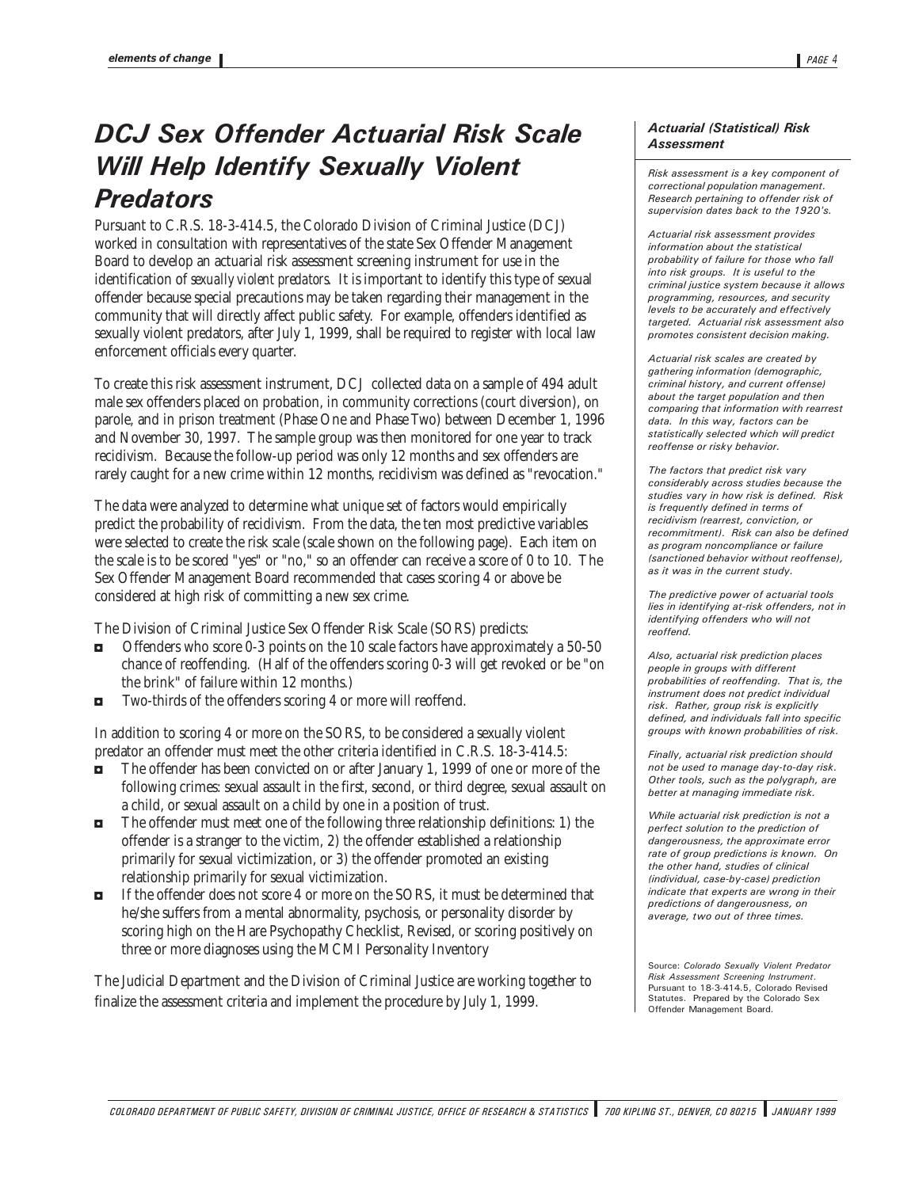# DCJ Sex Offender Actuarial Risk Scale Will Help Identify Sexually Violent Predators

Pursuant to C.R.S. 18-3-414.5, the Colorado Division of Criminal Justice (DCJ) worked in consultation with representatives of the state Sex Offender Management Board to develop an actuarial risk assessment screening instrument for use in the identification of *sexually violent predators*. It is important to identify this type of sexual offender because special precautions may be taken regarding their management in the community that will directly affect public safety. For example, offenders identified as sexually violent predators, after July 1, 1999, shall be required to register with local law enforcement officials every quarter.

To create this risk assessment instrument, DCJ collected data on a sample of 494 adult male sex offenders placed on probation, in community corrections (court diversion), on parole, and in prison treatment (Phase One and Phase Two) between December 1, 1996 and November 30, 1997. The sample group was then monitored for one year to track recidivism. Because the follow-up period was only 12 months and sex offenders are rarely caught for a new crime within 12 months, recidivism was defined as "revocation."

The data were analyzed to determine what unique set of factors would empirically predict the probability of recidivism. From the data, the ten most predictive variables were selected to create the risk scale (scale shown on the following page). Each item on the scale is to be scored "yes" or "no," so an offender can receive a score of 0 to 10. The Sex Offender Management Board recommended that cases scoring 4 or above be considered at high risk of committing a new sex crime.

The Division of Criminal Justice Sex Offender Risk Scale (SORS) predicts:

- Offenders who score 0-3 points on the 10 scale factors have approximately a 50-50 chance of reoffending. (Half of the offenders scoring 0-3 will get revoked or be "on the brink" of failure within 12 months.)
- Two-thirds of the offenders scoring 4 or more will reoffend.

In addition to scoring 4 or more on the SORS, to be considered a sexually violent predator an offender must meet the other criteria identified in C.R.S. 18-3-414.5:

- The offender has been convicted on or after January 1, 1999 of one or more of the following crimes: sexual assault in the first, second, or third degree, sexual assault on a child, or sexual assault on a child by one in a position of trust.
- The offender must meet one of the following three relationship definitions: 1) the offender is a stranger to the victim, 2) the offender established a relationship primarily for sexual victimization, or 3) the offender promoted an existing relationship primarily for sexual victimization.
- If the offender does not score 4 or more on the SORS, it must be determined that he/she suffers from a mental abnormality, psychosis, or personality disorder by scoring high on the Hare Psychopathy Checklist, Revised, or scoring positively on three or more diagnoses using the MCMI Personality Inventory

The Judicial Department and the Division of Criminal Justice are working together to finalize the assessment criteria and implement the procedure by July 1, 1999.

### Actuarial (Statistical) Risk Assessment

*Risk assessment is a key component of correctional population management. Research pertaining to offender risk of supervision dates back to the 1920's.*

*Actuarial risk assessment provides information about the statistical probability of failure for those who fall into risk groups. It is useful to the criminal justice system because it allows programming, resources, and security levels to be accurately and effectively targeted. Actuarial risk assessment also promotes consistent decision making.*

*Actuarial risk scales are created by gathering information (demographic, criminal history, and current offense) about the target population and then comparing that information with rearrest data. In this way, factors can be statistically selected which will predict reoffense or risky behavior.*

*The factors that predict risk vary considerably across studies because the studies vary in how risk is defined. Risk is frequently defined in terms of recidivism (rearrest, conviction, or recommitment). Risk can also be defined as program noncompliance or failure (sanctioned behavior without reoffense), as it was in the current study.*

*The predictive power of actuarial tools lies in identifying at-risk offenders, not in identifying offenders who will not reoffend.*

*Also, actuarial risk prediction places people in groups with different probabilities of reoffending. That is, the instrument does not predict individual risk. Rather, group risk is explicitly defined, and individuals fall into specific groups with known probabilities of risk.*

*Finally, actuarial risk prediction should not be used to manage day-to-day risk. Other tools, such as the polygraph, are better at managing immediate risk.*

*While actuarial risk prediction is not a perfect solution to the prediction of dangerousness, the approximate error rate of group predictions is known. On the other hand, studies of clinical (individual, case-by-case) prediction indicate that experts are wrong in their predictions of dangerousness, on average, two out of three times.*

Source: *Colorado Sexually Violent Predator Risk Assessment Screening Instrument*. Pursuant to 18-3-414.5, Colorado Revised Statutes. Prepared by the Colorado Sex Offender Management Board.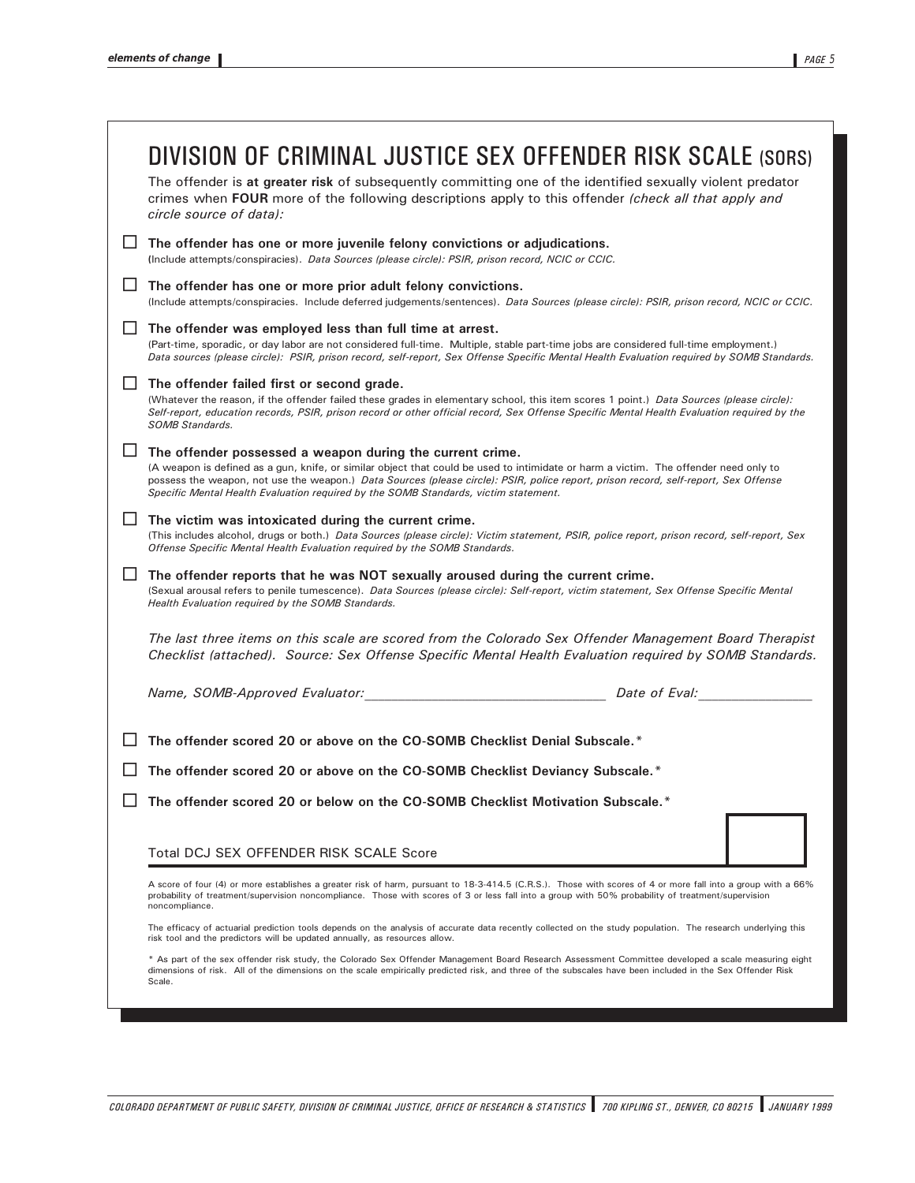# DIVISION OF CRIMINAL JUSTICE SEX OFFENDER RISK SCALE (SORS)

The offender is **at greater risk** of subsequently committing one of the identified sexually violent predator crimes when **FOUR** more of the following descriptions apply to this offender *(check all that apply and circle source of data):*

- ☐ **The offender has one or more juvenile felony convictions or adjudications.**
  (Include attempts/conspiracies). *Data Sources (please circle): PSIR, prison record, NCIC or CCIC.*

- ☐ **The offender has one or more prior adult felony convictions.**
  (Include attempts/conspiracies. Include deferred judgements/sentences). *Data Sources (please circle): PSIR, prison record, NCIC or CCIC.*

- ☐ **The offender was employed less than full time at arrest.**
  (Part-time, sporadic, or day labor are not considered full-time. Multiple, stable part-time jobs are considered full-time employment.) *Data sources (please circle): PSIR, prison record, self-report, Sex Offense Specific Mental Health Evaluation required by SOMB Standards.*

- ☐ **The offender failed first or second grade.**
  (Whatever the reason, if the offender failed these grades in elementary school, this item scores 1 point.) *Data Sources (please circle): Self-report, education records, PSIR, prison record or other official record, Sex Offense Specific Mental Health Evaluation required by the SOMB Standards.*

- ☐ **The offender possessed a weapon during the current crime.**
  (A weapon is defined as a gun, knife, or similar object that could be used to intimidate or harm a victim. The offender need only to possess the weapon, not use the weapon.) *Data Sources (please circle): PSIR, police report, prison record, self-report, Sex Offense Specific Mental Health Evaluation required by the SOMB Standards, victim statement.*

- ☐ **The victim was intoxicated during the current crime.**
  (This includes alcohol, drugs or both.) *Data Sources (please circle): Victim statement, PSIR, police report, prison record, self-report, Sex Offense Specific Mental Health Evaluation required by the SOMB Standards.*

- ☐ **The offender reports that he was NOT sexually aroused during the current crime.**
  (Sexual arousal refers to penile tumescence). *Data Sources (please circle): Self-report, victim statement, Sex Offense Specific Mental Health Evaluation required by the SOMB Standards.*

*The last three items on this scale are scored from the Colorado Sex Offender Management Board Therapist Checklist (attached). Source: Sex Offense Specific Mental Health Evaluation required by SOMB Standards.*

*Name, SOMB-Approved Evaluator:*\_\_\_\_\_\_\_\_\_\_\_\_\_\_\_\_\_\_\_\_\_\_\_\_\_\_\_\_\_\_ *Date of Eval:*\_\_\_\_\_\_\_\_\_\_\_\_\_\_

- ☐ **The offender scored 20 or above on the CO-SOMB Checklist Denial Subscale.***
- ☐ **The offender scored 20 or above on the CO-SOMB Checklist Deviancy Subscale.***
- ☐ **The offender scored 20 or below on the CO-SOMB Checklist Motivation Subscale.***

Total DCJ SEX OFFENDER RISK SCALE Score ☐

A score of four (4) or more establishes a greater risk of harm, pursuant to 18-3-414.5 (C.R.S.). Those with scores of 4 or more fall into a group with a 66% probability of treatment/supervision noncompliance. Those with scores of 3 or less fall into a group with 50% probability of treatment/supervision noncompliance.

The efficacy of actuarial prediction tools depends on the analysis of accurate data recently collected on the study population. The research underlying this risk tool and the predictors will be updated annually, as resources allow.

* As part of the sex offender risk study, the Colorado Sex Offender Management Board Research Assessment Committee developed a scale measuring eight dimensions of risk. All of the dimensions on the scale empirically predicted risk, and three of the subscales have been included in the Sex Offender Risk Scale.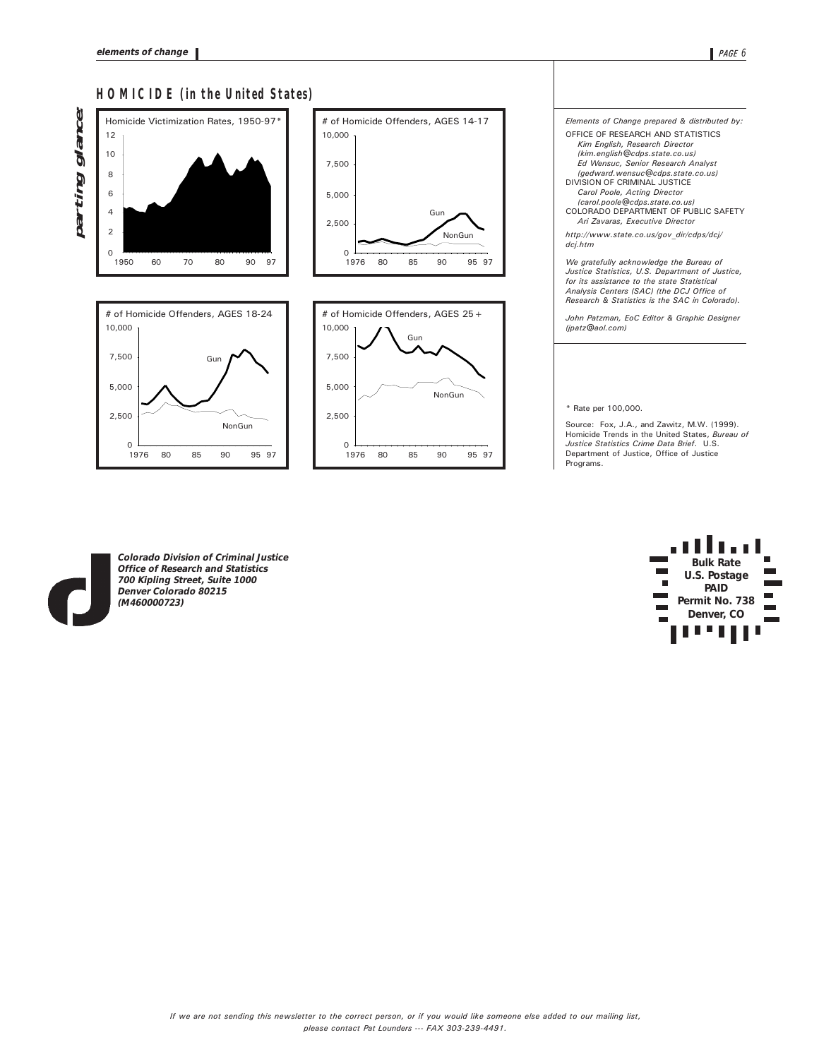# HOMICIDE (in the United States)

parting glance

Homicide Victimization Rates, 1950-97*

12
10
8
6
4
2
0
1950 60 70 80 90 97

# of Homicide Offenders, AGES 14-17

10,000
7,500
5,000
2,500
0
1976 80 85 90 95 97

Gun
NonGun

# of Homicide Offenders, AGES 18-24

10,000
7,500
5,000
2,500
0
1976 80 85 90 95 97

Gun
NonGun

# of Homicide Offenders, AGES 25+

10,000
7,500
5,000
2,500
0
1976 80 85 90 95 97

Gun
NonGun

*Elements of Change prepared & distributed by:*

OFFICE OF RESEARCH AND STATISTICS
*Kim English, Research Director*
*(kim.english@cdps.state.co.us)*
*Ed Wensuc, Senior Research Analyst*
*(gedward.wensuc@cdps.state.co.us)*
DIVISION OF CRIMINAL JUSTICE
*Carol Poole, Acting Director*
*(carol.poole@cdps.state.co.us)*
COLORADO DEPARTMENT OF PUBLIC SAFETY
*Ari Zavaras, Executive Director*

*http://www.state.co.us/gov_dir/cdps/dcj/dcj.htm*

*We gratefully acknowledge the Bureau of Justice Statistics, U.S. Department of Justice, for its assistance to the state Statistical Analysis Centers (SAC) (the DCJ Office of Research & Statistics is the SAC in Colorado).*

*John Patzman, EoC Editor & Graphic Designer (jpatz@aol.com)*

\* Rate per 100,000.

Source: Fox, J.A., and Zawitz, M.W. (1999). Homicide Trends in the United States, *Bureau of Justice Statistics Crime Data Brief*. U.S. Department of Justice, Office of Justice Programs.

***Colorado Division of Criminal Justice***
***Office of Research and Statistics***
***700 Kipling Street, Suite 1000***
***Denver Colorado 80215***
***(M460000723)***

**Bulk Rate**
**U.S. Postage**
**PAID**
**Permit No. 738**
**Denver, CO**

*If we are not sending this newsletter to the correct person, or if you would like someone else added to our mailing list, please contact Pat Lounders --- FAX 303-239-4491.*